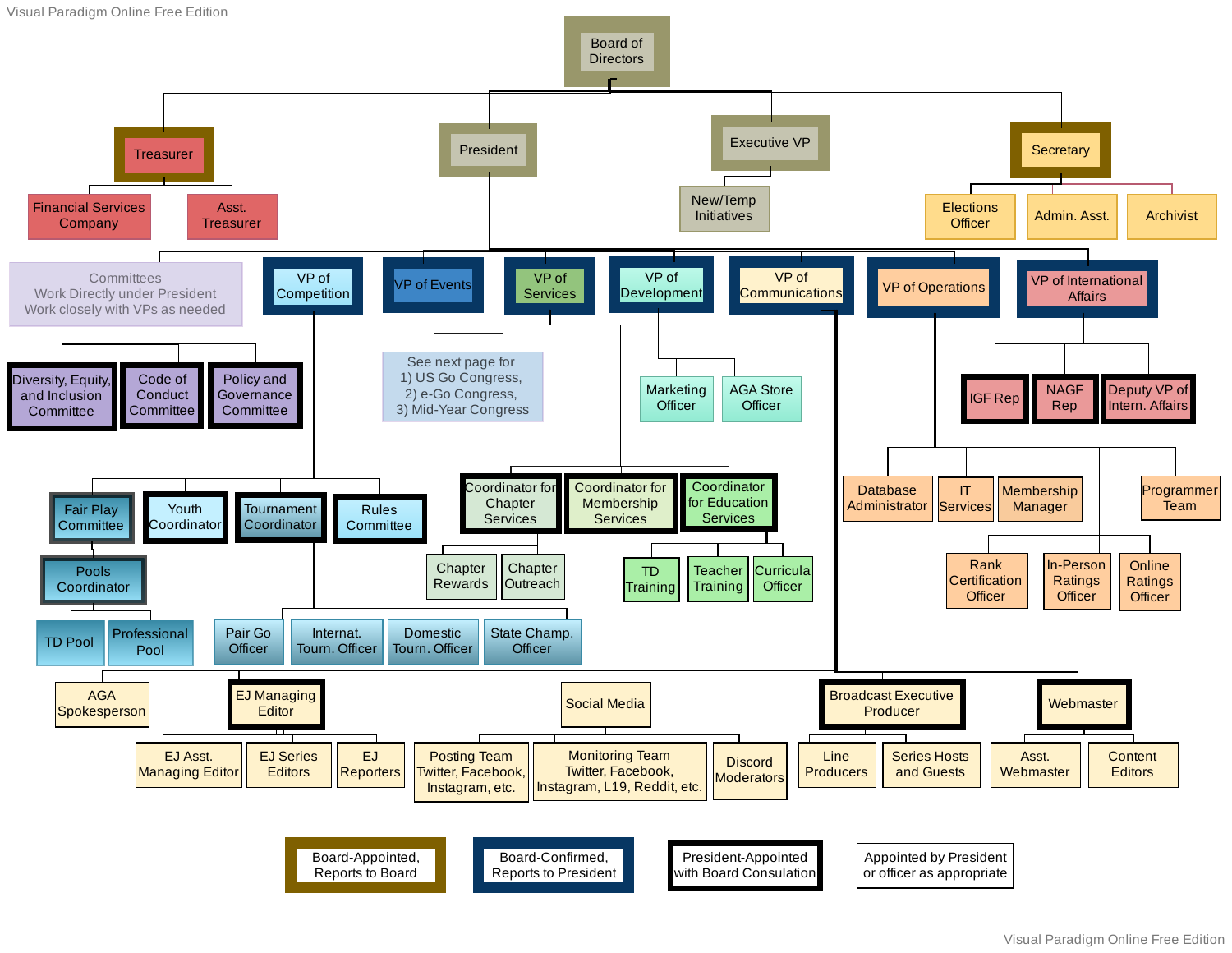Board of Directors

- Treasurer
  - Financial Services Company
  - Asst. Treasurer
- President
  - Committees Work Directly under President Work closely with VPs as needed
    - Diversity, Equity, and Inclusion Committee
    - Code of Conduct Committee
    - Policy and Governance Committee
  - VP of Competition
    - Fair Play Committee
      - Pools Coordinator
        - TD Pool
        - Professional Pool
    - Youth Coordinator
    - Tournament Coordinator
      - Pair Go Officer
      - Internat. Tourn. Officer
      - Domestic Tourn. Officer
      - State Champ. Officer
    - Rules Committee
  - VP of Events
    - See next page for 1) US Go Congress, 2) e-Go Congress, 3) Mid-Year Congress
  - VP of Services
    - Coordinator for Chapter Services
      - Chapter Rewards
      - Chapter Outreach
    - Coordinator for Membership Services
    - Coordinator for Education Services
      - TD Training
      - Teacher Training
      - Curricula Officer
  - VP of Development
    - Marketing Officer
    - AGA Store Officer
  - VP of Communications
    - AGA Spokesperson
    - EJ Managing Editor
      - EJ Asst. Managing Editor
      - EJ Series Editors
      - EJ Reporters
    - Social Media
      - Posting Team Twitter, Facebook, Instagram, etc.
      - Monitoring Team Twitter, Facebook, Instagram, L19, Reddit, etc.
      - Discord Moderators
    - Broadcast Executive Producer
      - Line Producers
      - Series Hosts and Guests
    - Webmaster
      - Asst. Webmaster
      - Content Editors
  - VP of Operations
    - Database Administrator
    - IT Services
    - Membership Manager
      - Rank Certification Officer
      - In-Person Ratings Officer
      - Online Ratings Officer
    - Programmer Team
  - VP of International Affairs
    - IGF Rep
    - NAGF Rep
    - Deputy VP of Intern. Affairs
- Executive VP
  - New/Temp Initiatives
- Secretary
  - Elections Officer
  - Admin. Asst.
  - Archivist

Legend:
- Board-Appointed, Reports to Board
- Board-Confirmed, Reports to President
- President-Appointed with Board Consultation
- Appointed by President or officer as appropriate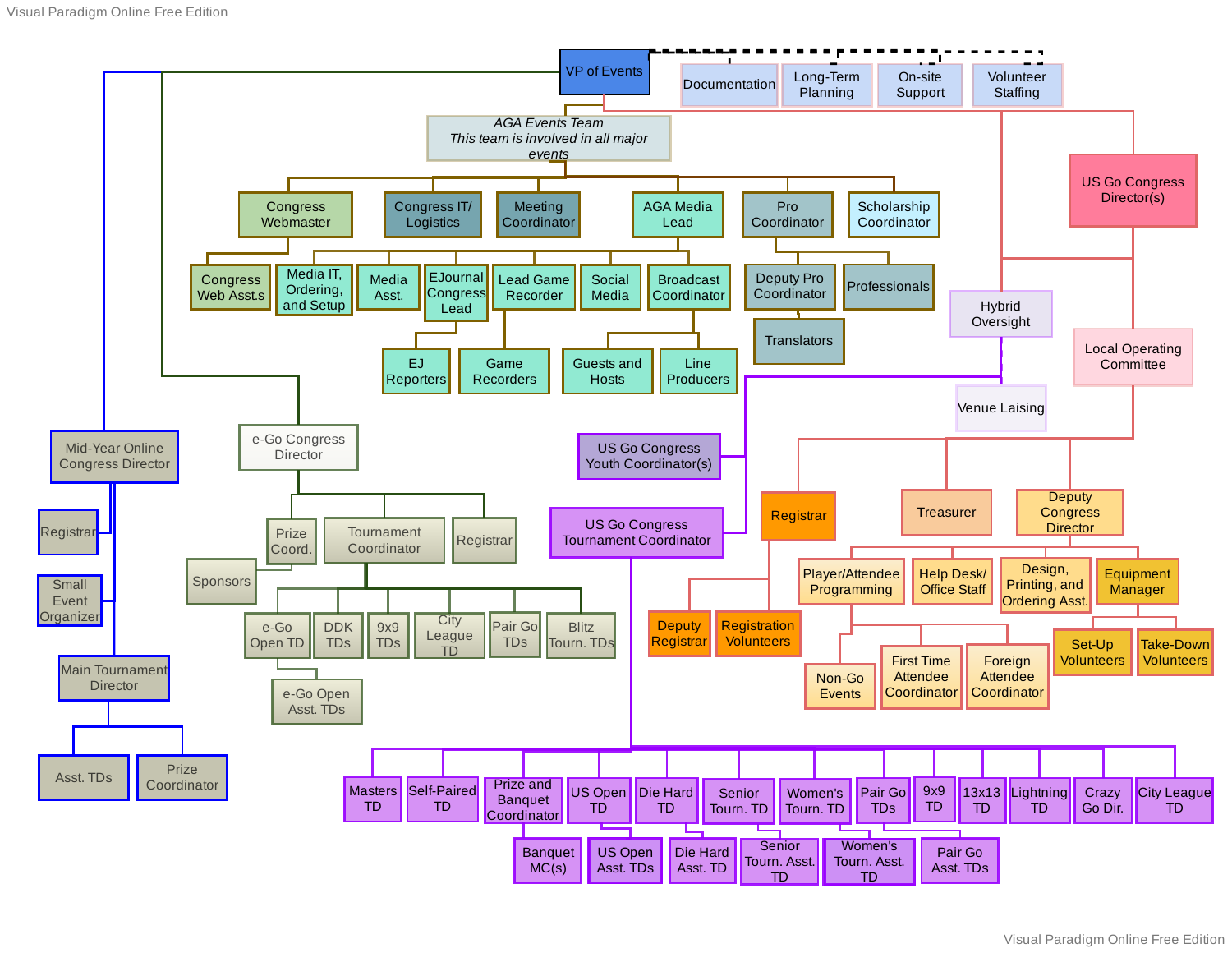Visual Paradigm Online Free Edition

VP of Events

Documentation

Long-Term Planning

On-site Support

Volunteer Staffing

*AGA Events Team*
*This team is involved in all major events*

Congress Webmaster

Congress IT/ Logistics

Meeting Coordinator

AGA Media Lead

Pro Coordinator

Scholarship Coordinator

US Go Congress Director(s)

Congress Web Asst.s

Media IT, Ordering, and Setup

Media Asst.

EJournal Congress Lead

Lead Game Recorder

Social Media

Broadcast Coordinator

Deputy Pro Coordinator

Professionals

Hybrid Oversight

Translators

Local Operating Committee

EJ Reporters

Game Recorders

Guests and Hosts

Line Producers

Venue Laising

Mid-Year Online Congress Director

e-Go Congress Director

US Go Congress Youth Coordinator(s)

Registrar

Treasurer

Deputy Congress Director

Registrar

Prize Coord.

Tournament Coordinator

Registrar

US Go Congress Tournament Coordinator

Small Event Organizer

Sponsors

Player/Attendee Programming

Help Desk/ Office Staff

Design, Printing, and Ordering Asst.

Equipment Manager

e-Go Open TD

DDK TDs

9x9 TDs

City League TD

Pair Go TDs

Blitz Tourn. TDs

Deputy Registrar

Registration Volunteers

Set-Up Volunteers

Take-Down Volunteers

Main Tournament Director

Non-Go Events

First Time Attendee Coordinator

Foreign Attendee Coordinator

e-Go Open Asst. TDs

Asst. TDs

Prize Coordinator

Masters TD

Self-Paired TD

Prize and Banquet Coordinator

US Open TD

Die Hard TD

Senior Tourn. TD

Women's Tourn. TD

Pair Go TDs

9x9 TD

13x13 TD

Lightning TD

Crazy Go Dir.

City League TD

Banquet MC(s)

US Open Asst. TDs

Die Hard Asst. TD

Senior Tourn. Asst. TD

Women's Tourn. Asst. TD

Pair Go Asst. TDs

Visual Paradigm Online Free Edition